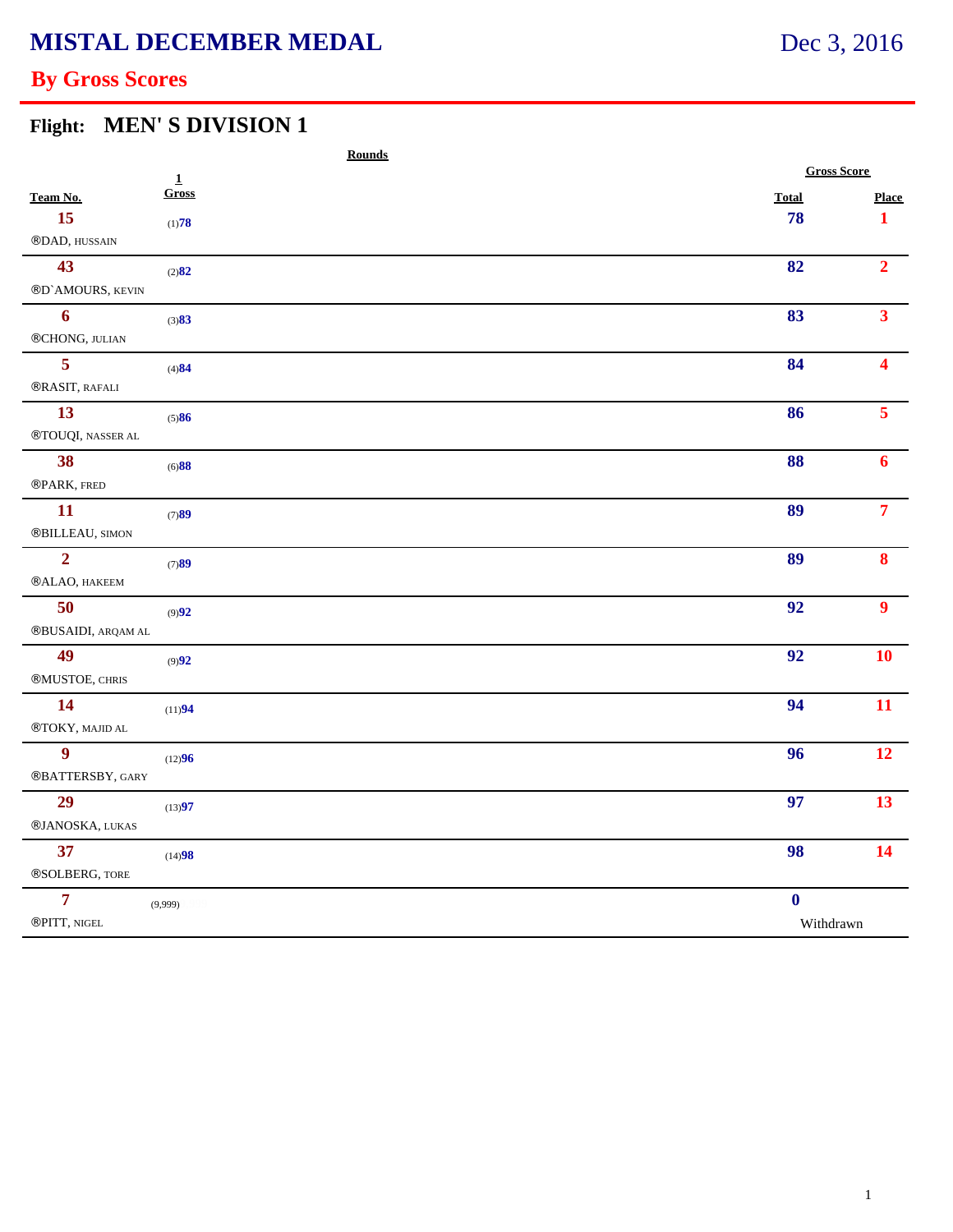# MISTAL DECEMBER MEDAL

Dec 3, 2016

## By Gross Scores

### Flight: MEN' S DIVISION 1

| Team No. | Rounds 1 Gross | Gross Score Total | Place |
|---|---|---|---|
| 15<br>®DAD, HUSSAIN | (1)78 | 78 | 1 |
| 43<br>®D`AMOURS, KEVIN | (2)82 | 82 | 2 |
| 6<br>®CHONG, JULIAN | (3)83 | 83 | 3 |
| 5<br>®RASIT, RAFALI | (4)84 | 84 | 4 |
| 13<br>®TOUQI, NASSER AL | (5)86 | 86 | 5 |
| 38<br>®PARK, FRED | (6)88 | 88 | 6 |
| 11<br>®BILLEAU, SIMON | (7)89 | 89 | 7 |
| 2<br>®ALAO, HAKEEM | (7)89 | 89 | 8 |
| 50<br>®BUSAIDI, ARQAM AL | (9)92 | 92 | 9 |
| 49<br>®MUSTOE, CHRIS | (9)92 | 92 | 10 |
| 14<br>®TOKY, MAJID AL | (11)94 | 94 | 11 |
| 9<br>®BATTERSBY, GARY | (12)96 | 96 | 12 |
| 29<br>®JANOSKA, LUKAS | (13)97 | 97 | 13 |
| 37<br>®SOLBERG, TORE | (14)98 | 98 | 14 |
| 7<br>®PITT, NIGEL | (9,999) | 0<br>Withdrawn | |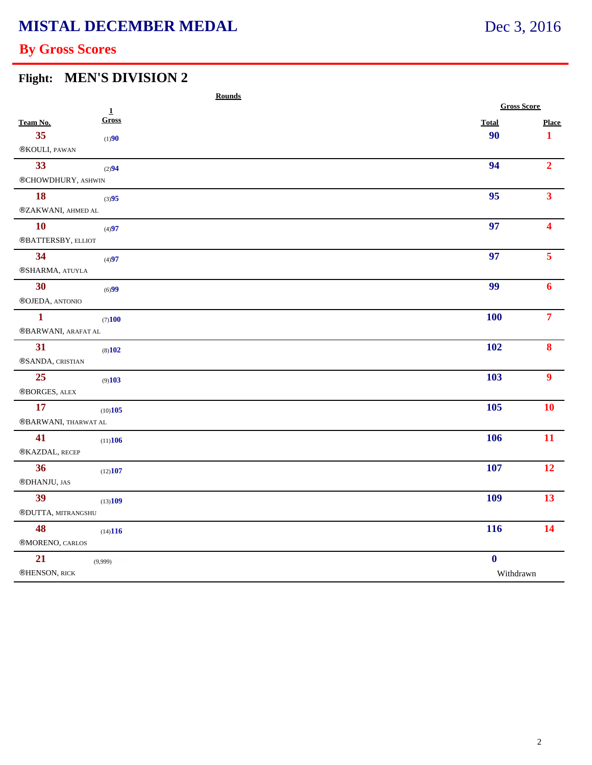# MISTAL DECEMBER MEDAL

Dec 3, 2016

## By Gross Scores

### Flight: MEN'S DIVISION 2

| Team No. | Rounds 1 Gross | Gross Score Total | Place |
|---|---|---|---|
| 35 ®KOULI, PAWAN | (1)90 | 90 | 1 |
| 33 ®CHOWDHURY, ASHWIN | (2)94 | 94 | 2 |
| 18 ®ZAKWANI, AHMED AL | (3)95 | 95 | 3 |
| 10 ®BATTERSBY, ELLIOT | (4)97 | 97 | 4 |
| 34 ®SHARMA, ATUYLA | (4)97 | 97 | 5 |
| 30 ®OJEDA, ANTONIO | (6)99 | 99 | 6 |
| 1 ®BARWANI, ARAFAT AL | (7)100 | 100 | 7 |
| 31 ®SANDA, CRISTIAN | (8)102 | 102 | 8 |
| 25 ®BORGES, ALEX | (9)103 | 103 | 9 |
| 17 ®BARWANI, THARWAT AL | (10)105 | 105 | 10 |
| 41 ®KAZDAL, RECEP | (11)106 | 106 | 11 |
| 36 ®DHANJU, JAS | (12)107 | 107 | 12 |
| 39 ®DUTTA, MITRANGSHU | (13)109 | 109 | 13 |
| 48 ®MORENO, CARLOS | (14)116 | 116 | 14 |
| 21 ®HENSON, RICK | (9,999) | 0 | Withdrawn |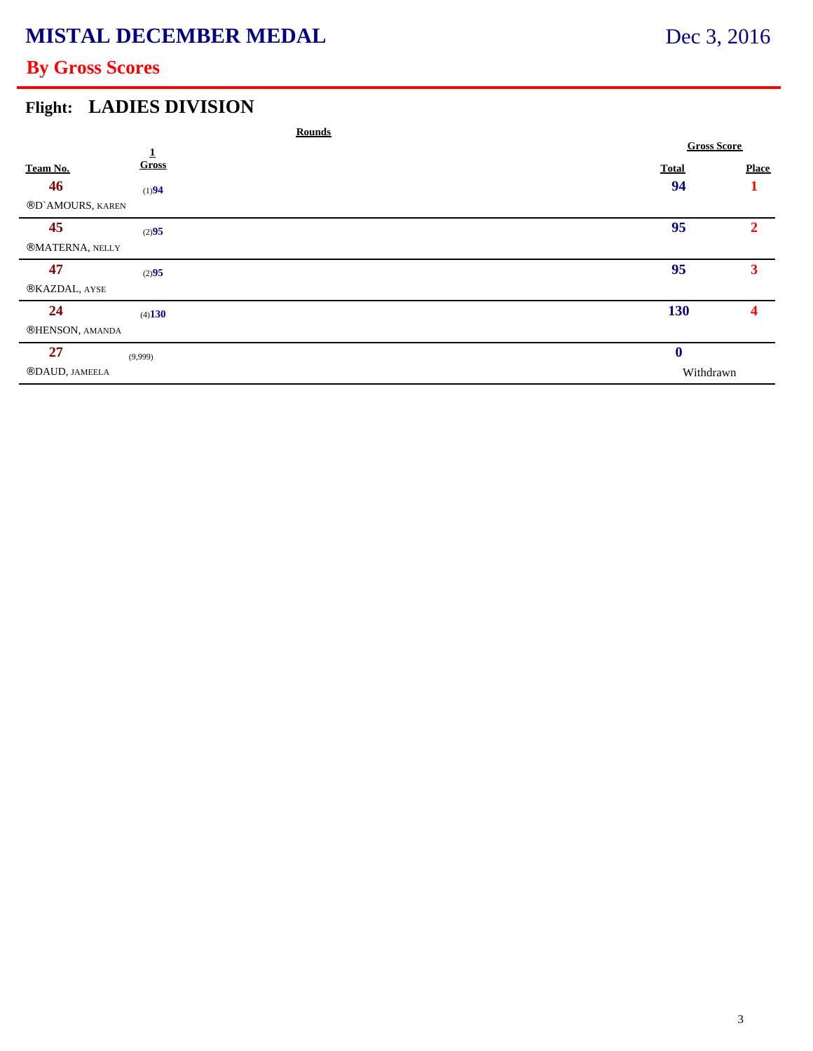# MISTAL DECEMBER MEDAL

Dec 3, 2016

## By Gross Scores

### Flight: LADIES DIVISION

| Team No. | Rounds 1 Gross | Gross Score Total | Gross Score Place |
|---|---|---|---|
| 46 ®D`AMOURS, KAREN | (1)94 | 94 | 1 |
| 45 ®MATERNA, NELLY | (2)95 | 95 | 2 |
| 47 ®KAZDAL, AYSE | (2)95 | 95 | 3 |
| 24 ®HENSON, AMANDA | (4)130 | 130 | 4 |
| 27 ®DAUD, JAMEELA | (9,999) | 0 | Withdrawn |